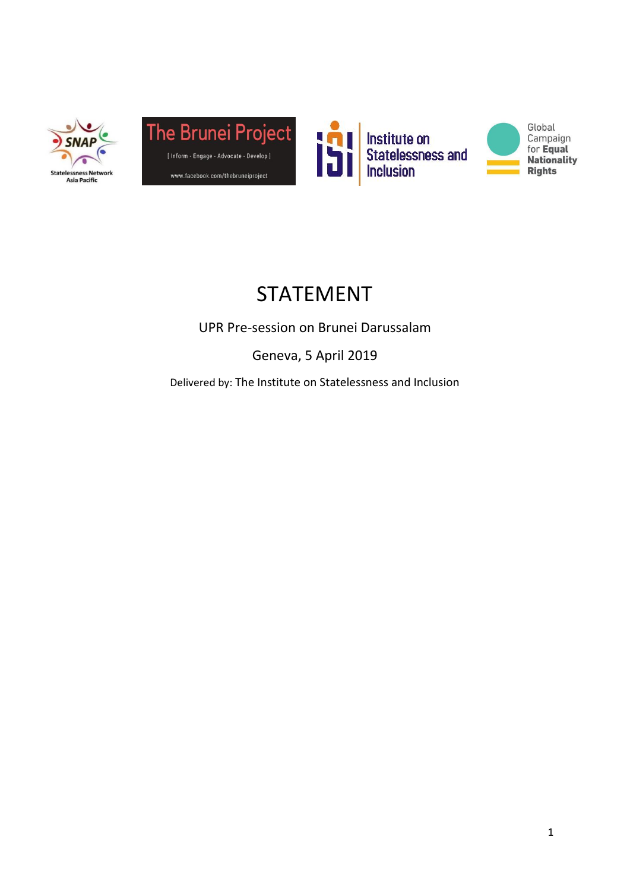# STATEMENT

UPR Pre-session on Brunei Darussalam

Geneva, 5 April 2019

Delivered by: The Institute on Statelessness and Inclusion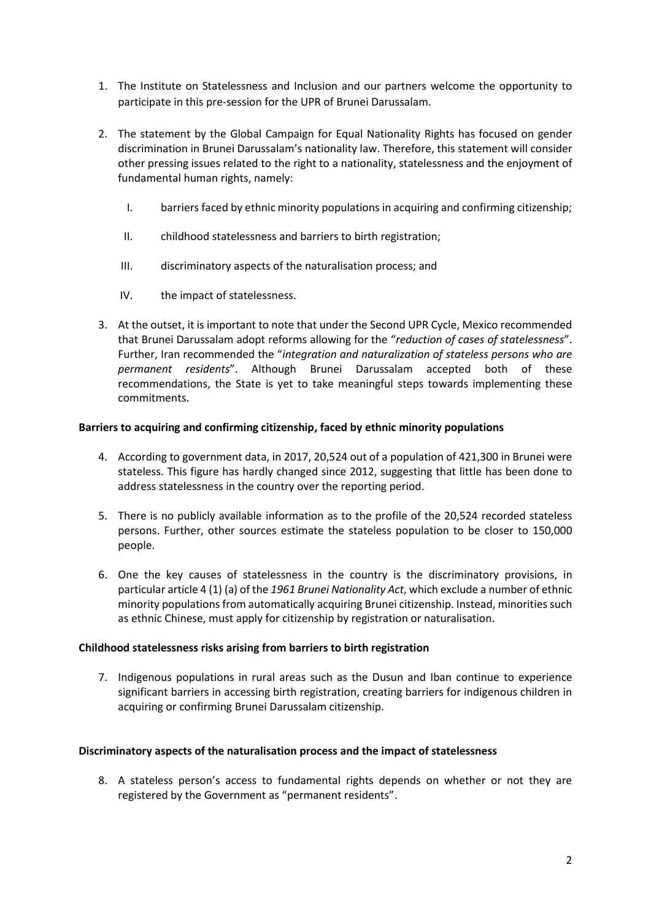1. The Institute on Statelessness and Inclusion and our partners welcome the opportunity to participate in this pre-session for the UPR of Brunei Darussalam.

2. The statement by the Global Campaign for Equal Nationality Rights has focused on gender discrimination in Brunei Darussalam's nationality law. Therefore, this statement will consider other pressing issues related to the right to a nationality, statelessness and the enjoyment of fundamental human rights, namely:

    I. barriers faced by ethnic minority populations in acquiring and confirming citizenship;

    II. childhood statelessness and barriers to birth registration;

    III. discriminatory aspects of the naturalisation process; and

    IV. the impact of statelessness.

3. At the outset, it is important to note that under the Second UPR Cycle, Mexico recommended that Brunei Darussalam adopt reforms allowing for the "*reduction of cases of statelessness*". Further, Iran recommended the "*integration and naturalization of stateless persons who are permanent residents*". Although Brunei Darussalam accepted both of these recommendations, the State is yet to take meaningful steps towards implementing these commitments.

**Barriers to acquiring and confirming citizenship, faced by ethnic minority populations**

4. According to government data, in 2017, 20,524 out of a population of 421,300 in Brunei were stateless. This figure has hardly changed since 2012, suggesting that little has been done to address statelessness in the country over the reporting period.

5. There is no publicly available information as to the profile of the 20,524 recorded stateless persons. Further, other sources estimate the stateless population to be closer to 150,000 people.

6. One the key causes of statelessness in the country is the discriminatory provisions, in particular article 4 (1) (a) of the *1961 Brunei Nationality Act*, which exclude a number of ethnic minority populations from automatically acquiring Brunei citizenship. Instead, minorities such as ethnic Chinese, must apply for citizenship by registration or naturalisation.

**Childhood statelessness risks arising from barriers to birth registration**

7. Indigenous populations in rural areas such as the Dusun and Iban continue to experience significant barriers in accessing birth registration, creating barriers for indigenous children in acquiring or confirming Brunei Darussalam citizenship.

**Discriminatory aspects of the naturalisation process and the impact of statelessness**

8. A stateless person's access to fundamental rights depends on whether or not they are registered by the Government as "permanent residents".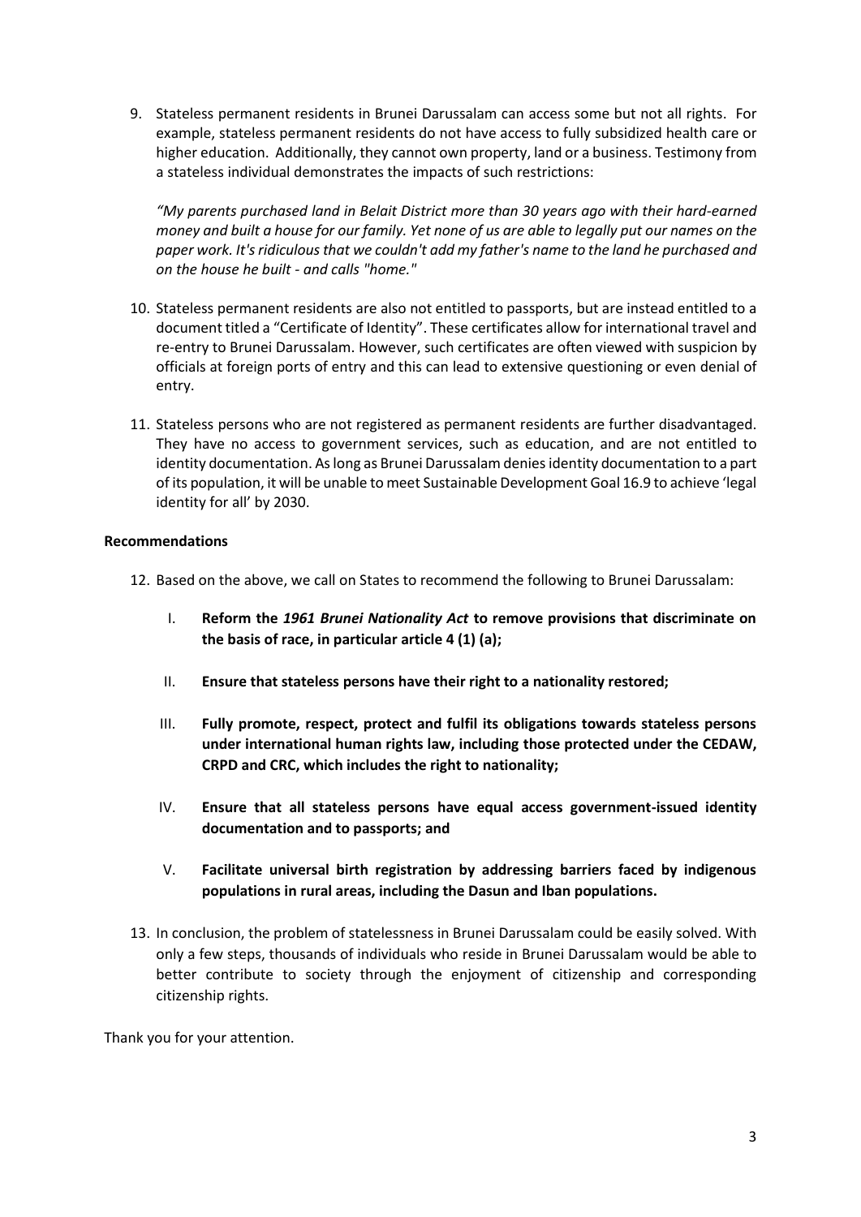9. Stateless permanent residents in Brunei Darussalam can access some but not all rights. For example, stateless permanent residents do not have access to fully subsidized health care or higher education. Additionally, they cannot own property, land or a business. Testimony from a stateless individual demonstrates the impacts of such restrictions:

   *"My parents purchased land in Belait District more than 30 years ago with their hard-earned money and built a house for our family. Yet none of us are able to legally put our names on the paper work. It's ridiculous that we couldn't add my father's name to the land he purchased and on the house he built - and calls "home."*

10. Stateless permanent residents are also not entitled to passports, but are instead entitled to a document titled a "Certificate of Identity". These certificates allow for international travel and re-entry to Brunei Darussalam. However, such certificates are often viewed with suspicion by officials at foreign ports of entry and this can lead to extensive questioning or even denial of entry.

11. Stateless persons who are not registered as permanent residents are further disadvantaged. They have no access to government services, such as education, and are not entitled to identity documentation. As long as Brunei Darussalam denies identity documentation to a part of its population, it will be unable to meet Sustainable Development Goal 16.9 to achieve 'legal identity for all' by 2030.

**Recommendations**

12. Based on the above, we call on States to recommend the following to Brunei Darussalam:

    I. **Reform the *1961 Brunei Nationality Act* to remove provisions that discriminate on the basis of race, in particular article 4 (1) (a);**

    II. **Ensure that stateless persons have their right to a nationality restored;**

    III. **Fully promote, respect, protect and fulfil its obligations towards stateless persons under international human rights law, including those protected under the CEDAW, CRPD and CRC, which includes the right to nationality;**

    IV. **Ensure that all stateless persons have equal access government-issued identity documentation and to passports; and**

    V. **Facilitate universal birth registration by addressing barriers faced by indigenous populations in rural areas, including the Dasun and Iban populations.**

13. In conclusion, the problem of statelessness in Brunei Darussalam could be easily solved. With only a few steps, thousands of individuals who reside in Brunei Darussalam would be able to better contribute to society through the enjoyment of citizenship and corresponding citizenship rights.

Thank you for your attention.